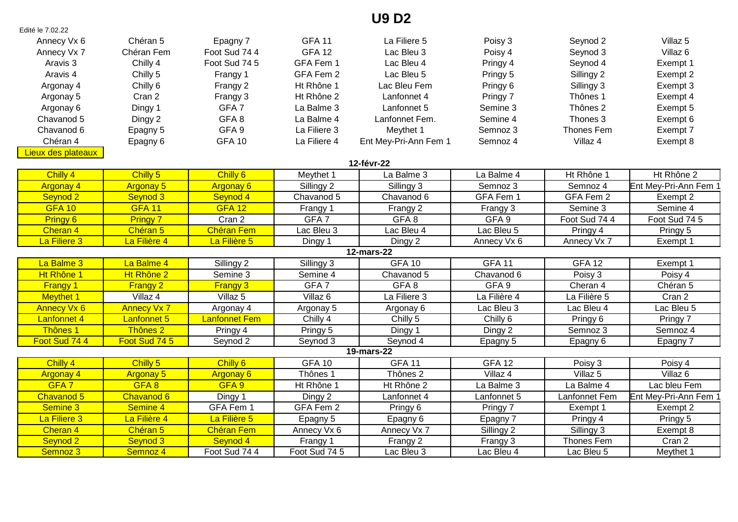# U9 D2

Edité le 7.02.22

| | | | | | | | |
|---|---|---|---|---|---|---|---|
| Annecy Vx 6 | Chéran 5 | Epagny 7 | GFA 11 | La Filiere 5 | Poisy 3 | Seynod 2 | Villaz 5 |
| Annecy Vx 7 | Chéran Fem | Foot Sud 74 4 | GFA 12 | Lac Bleu 3 | Poisy 4 | Seynod 3 | Villaz 6 |
| Aravis 3 | Chilly 4 | Foot Sud 74 5 | GFA Fem 1 | Lac Bleu 4 | Pringy 4 | Seynod 4 | Exempt 1 |
| Aravis 4 | Chilly 5 | Frangy 1 | GFA Fem 2 | Lac Bleu 5 | Pringy 5 | Sillingy 2 | Exempt 2 |
| Argonay 4 | Chilly 6 | Frangy 2 | Ht Rhône 1 | Lac Bleu Fem | Pringy 6 | Sillingy 3 | Exempt 3 |
| Argonay 5 | Cran 2 | Frangy 3 | Ht Rhône 2 | Lanfonnet 4 | Pringy 7 | Thônes 1 | Exempt 4 |
| Argonay 6 | Dingy 1 | GFA 7 | La Balme 3 | Lanfonnet 5 | Semine 3 | Thônes 2 | Exempt 5 |
| Chavanod 5 | Dingy 2 | GFA 8 | La Balme 4 | Lanfonnet Fem. | Semine 4 | Thones 3 | Exempt 6 |
| Chavanod 6 | Epagny 5 | GFA 9 | La Filiere 3 | Meythet 1 | Semnoz 3 | Thones Fem | Exempt 7 |
| Chéran 4 | Epagny 6 | GFA 10 | La Filiere 4 | Ent Mey-Pri-Ann Fem 1 | Semnoz 4 | Villaz 4 | Exempt 8 |

Lieux des plateaux

**12-févr-22**

| | | | | | | | |
|---|---|---|---|---|---|---|---|
| Chilly 4 | Chilly 5 | Chilly 6 | Meythet 1 | La Balme 3 | La Balme 4 | Ht Rhône 1 | Ht Rhône 2 |
| Argonay 4 | Argonay 5 | Argonay 6 | Sillingy 2 | Sillingy 3 | Semnoz 3 | Semnoz 4 | Ent Mey-Pri-Ann Fem 1 |
| Seynod 2 | Seynod 3 | Seynod 4 | Chavanod 5 | Chavanod 6 | GFA Fem 1 | GFA Fem 2 | Exempt 2 |
| GFA 10 | GFA 11 | GFA 12 | Frangy 1 | Frangy 2 | Frangy 3 | Semine 3 | Semine 4 |
| Pringy 6 | Pringy 7 | Cran 2 | GFA 7 | GFA 8 | GFA 9 | Foot Sud 74 4 | Foot Sud 74 5 |
| Cheran 4 | Chéran 5 | Chéran Fem | Lac Bleu 3 | Lac Bleu 4 | Lac Bleu 5 | Pringy 4 | Pringy 5 |
| La Filiere 3 | La Filière 4 | La Filière 5 | Dingy 1 | Dingy 2 | Annecy Vx 6 | Annecy Vx 7 | Exempt 1 |

**12-mars-22**

| | | | | | | | |
|---|---|---|---|---|---|---|---|
| La Balme 3 | La Balme 4 | Sillingy 2 | Sillingy 3 | GFA 10 | GFA 11 | GFA 12 | Exempt 1 |
| Ht Rhône 1 | Ht Rhône 2 | Semine 3 | Semine 4 | Chavanod 5 | Chavanod 6 | Poisy 3 | Poisy 4 |
| Frangy 1 | Frangy 2 | Frangy 3 | GFA 7 | GFA 8 | GFA 9 | Cheran 4 | Chéran 5 |
| Meythet 1 | Villaz 4 | Villaz 5 | Villaz 6 | La Filiere 3 | La Filière 4 | La Filière 5 | Cran 2 |
| Annecy Vx 6 | Annecy Vx 7 | Argonay 4 | Argonay 5 | Argonay 6 | Lac Bleu 3 | Lac Bleu 4 | Lac Bleu 5 |
| Lanfonnet 4 | Lanfonnet 5 | Lanfonnet Fem | Chilly 4 | Chilly 5 | Chilly 6 | Pringy 6 | Pringy 7 |
| Thônes 1 | Thônes 2 | Pringy 4 | Pringy 5 | Dingy 1 | Dingy 2 | Semnoz 3 | Semnoz 4 |
| Foot Sud 74 4 | Foot Sud 74 5 | Seynod 2 | Seynod 3 | Seynod 4 | Epagny 5 | Epagny 6 | Epagny 7 |

**19-mars-22**

| | | | | | | | |
|---|---|---|---|---|---|---|---|
| Chilly 4 | Chilly 5 | Chilly 6 | GFA 10 | GFA 11 | GFA 12 | Poisy 3 | Poisy 4 |
| Argonay 4 | Argonay 5 | Argonay 6 | Thônes 1 | Thônes 2 | Villaz 4 | Villaz 5 | Villaz 6 |
| GFA 7 | GFA 8 | GFA 9 | Ht Rhône 1 | Ht Rhône 2 | La Balme 3 | La Balme 4 | Lac bleu Fem |
| Chavanod 5 | Chavanod 6 | Dingy 1 | Dingy 2 | Lanfonnet 4 | Lanfonnet 5 | Lanfonnet Fem | Ent Mey-Pri-Ann Fem 1 |
| Semine 3 | Semine 4 | GFA Fem 1 | GFA Fem 2 | Pringy 6 | Pringy 7 | Exempt 1 | Exempt 2 |
| La Filiere 3 | La Filière 4 | La Filière 5 | Epagny 5 | Epagny 6 | Epagny 7 | Pringy 4 | Pringy 5 |
| Cheran 4 | Chéran 5 | Chéran Fem | Annecy Vx 6 | Annecy Vx 7 | Sillingy 2 | Sillingy 3 | Exempt 8 |
| Seynod 2 | Seynod 3 | Seynod 4 | Frangy 1 | Frangy 2 | Frangy 3 | Thones Fem | Cran 2 |
| Semnoz 3 | Semnoz 4 | Foot Sud 74 4 | Foot Sud 74 5 | Lac Bleu 3 | Lac Bleu 4 | Lac Bleu 5 | Meythet 1 |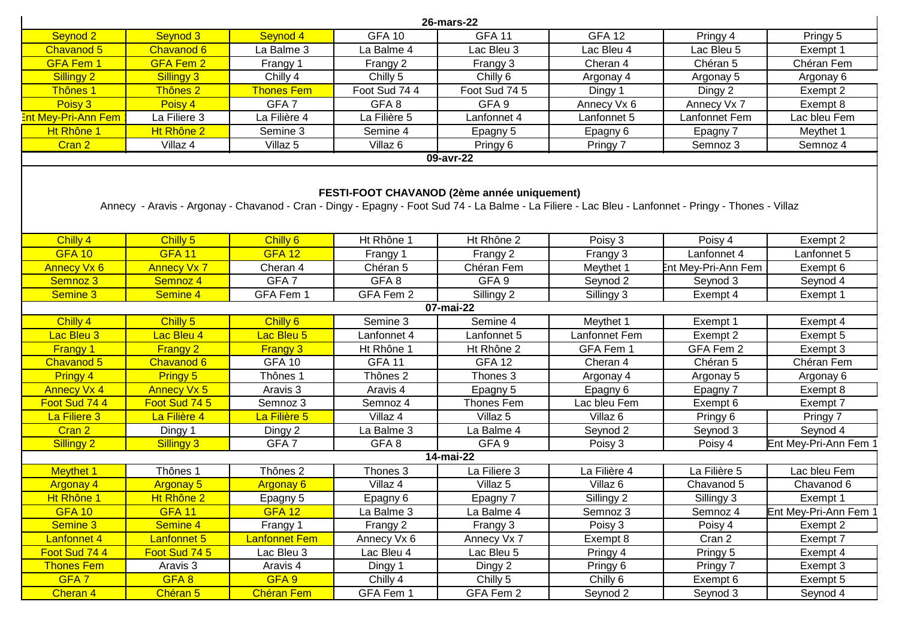**26-mars-22**

| | | | | | | | |
|---|---|---|---|---|---|---|---|
| Seynod 2 | Seynod 3 | Seynod 4 | GFA 10 | GFA 11 | GFA 12 | Pringy 4 | Pringy 5 |
| Chavanod 5 | Chavanod 6 | La Balme 3 | La Balme 4 | Lac Bleu 3 | Lac Bleu 4 | Lac Bleu 5 | Exempt 1 |
| GFA Fem 1 | GFA Fem 2 | Frangy 1 | Frangy 2 | Frangy 3 | Cheran 4 | Chéran 5 | Chéran Fem |
| Sillingy 2 | Sillingy 3 | Chilly 4 | Chilly 5 | Chilly 6 | Argonay 4 | Argonay 5 | Argonay 6 |
| Thônes 1 | Thônes 2 | Thones Fem | Foot Sud 74 4 | Foot Sud 74 5 | Dingy 1 | Dingy 2 | Exempt 2 |
| Poisy 3 | Poisy 4 | GFA 7 | GFA 8 | GFA 9 | Annecy Vx 6 | Annecy Vx 7 | Exempt 8 |
| Ent Mey-Pri-Ann Fem | La Filiere 3 | La Filière 4 | La Filière 5 | Lanfonnet 4 | Lanfonnet 5 | Lanfonnet Fem | Lac bleu Fem |
| Ht Rhône 1 | Ht Rhône 2 | Semine 3 | Semine 4 | Epagny 5 | Epagny 6 | Epagny 7 | Meythet 1 |
| Cran 2 | Villaz 4 | Villaz 5 | Villaz 6 | Pringy 6 | Pringy 7 | Semnoz 3 | Semnoz 4 |

**09-avr-22**

**FESTI-FOOT CHAVANOD (2ème année uniquement)**

Annecy - Aravis - Argonay - Chavanod - Cran - Dingy - Epagny - Foot Sud 74 - La Balme - La Filiere - Lac Bleu - Lanfonnet - Pringy - Thones - Villaz

| | | | | | | | |
|---|---|---|---|---|---|---|---|
| Chilly 4 | Chilly 5 | Chilly 6 | Ht Rhône 1 | Ht Rhône 2 | Poisy 3 | Poisy 4 | Exempt 2 |
| GFA 10 | GFA 11 | GFA 12 | Frangy 1 | Frangy 2 | Frangy 3 | Lanfonnet 4 | Lanfonnet 5 |
| Annecy Vx 6 | Annecy Vx 7 | Cheran 4 | Chéran 5 | Chéran Fem | Meythet 1 | Ent Mey-Pri-Ann Fem | Exempt 6 |
| Semnoz 3 | Semnoz 4 | GFA 7 | GFA 8 | GFA 9 | Seynod 2 | Seynod 3 | Seynod 4 |
| Semine 3 | Semine 4 | GFA Fem 1 | GFA Fem 2 | Sillingy 2 | Sillingy 3 | Exempt 4 | Exempt 1 |

**07-mai-22**

| | | | | | | | |
|---|---|---|---|---|---|---|---|
| Chilly 4 | Chilly 5 | Chilly 6 | Semine 3 | Semine 4 | Meythet 1 | Exempt 1 | Exempt 4 |
| Lac Bleu 3 | Lac Bleu 4 | Lac Bleu 5 | Lanfonnet 4 | Lanfonnet 5 | Lanfonnet Fem | Exempt 2 | Exempt 5 |
| Frangy 1 | Frangy 2 | Frangy 3 | Ht Rhône 1 | Ht Rhône 2 | GFA Fem 1 | GFA Fem 2 | Exempt 3 |
| Chavanod 5 | Chavanod 6 | GFA 10 | GFA 11 | GFA 12 | Cheran 4 | Chéran 5 | Chéran Fem |
| Pringy 4 | Pringy 5 | Thônes 1 | Thônes 2 | Thones 3 | Argonay 4 | Argonay 5 | Argonay 6 |
| Annecy Vx 4 | Annecy Vx 5 | Aravis 3 | Aravis 4 | Epagny 5 | Epagny 6 | Epagny 7 | Exempt 8 |
| Foot Sud 74 4 | Foot Sud 74 5 | Semnoz 3 | Semnoz 4 | Thones Fem | Lac bleu Fem | Exempt 6 | Exempt 7 |
| La Filiere 3 | La Filière 4 | La Filière 5 | Villaz 4 | Villaz 5 | Villaz 6 | Pringy 6 | Pringy 7 |
| Cran 2 | Dingy 1 | Dingy 2 | La Balme 3 | La Balme 4 | Seynod 2 | Seynod 3 | Seynod 4 |
| Sillingy 2 | Sillingy 3 | GFA 7 | GFA 8 | GFA 9 | Poisy 3 | Poisy 4 | Ent Mey-Pri-Ann Fem 1 |

**14-mai-22**

| | | | | | | | |
|---|---|---|---|---|---|---|---|
| Meythet 1 | Thônes 1 | Thônes 2 | Thones 3 | La Filiere 3 | La Filière 4 | La Filière 5 | Lac bleu Fem |
| Argonay 4 | Argonay 5 | Argonay 6 | Villaz 4 | Villaz 5 | Villaz 6 | Chavanod 5 | Chavanod 6 |
| Ht Rhône 1 | Ht Rhône 2 | Epagny 5 | Epagny 6 | Epagny 7 | Sillingy 2 | Sillingy 3 | Exempt 1 |
| GFA 10 | GFA 11 | GFA 12 | La Balme 3 | La Balme 4 | Semnoz 3 | Semnoz 4 | Ent Mey-Pri-Ann Fem 1 |
| Semine 3 | Semine 4 | Frangy 1 | Frangy 2 | Frangy 3 | Poisy 3 | Poisy 4 | Exempt 2 |
| Lanfonnet 4 | Lanfonnet 5 | Lanfonnet Fem | Annecy Vx 6 | Annecy Vx 7 | Exempt 8 | Cran 2 | Exempt 7 |
| Foot Sud 74 4 | Foot Sud 74 5 | Lac Bleu 3 | Lac Bleu 4 | Lac Bleu 5 | Pringy 4 | Pringy 5 | Exempt 4 |
| Thones Fem | Aravis 3 | Aravis 4 | Dingy 1 | Dingy 2 | Pringy 6 | Pringy 7 | Exempt 3 |
| GFA 7 | GFA 8 | GFA 9 | Chilly 4 | Chilly 5 | Chilly 6 | Exempt 6 | Exempt 5 |
| Cheran 4 | Chéran 5 | Chéran Fem | GFA Fem 1 | GFA Fem 2 | Seynod 2 | Seynod 3 | Seynod 4 |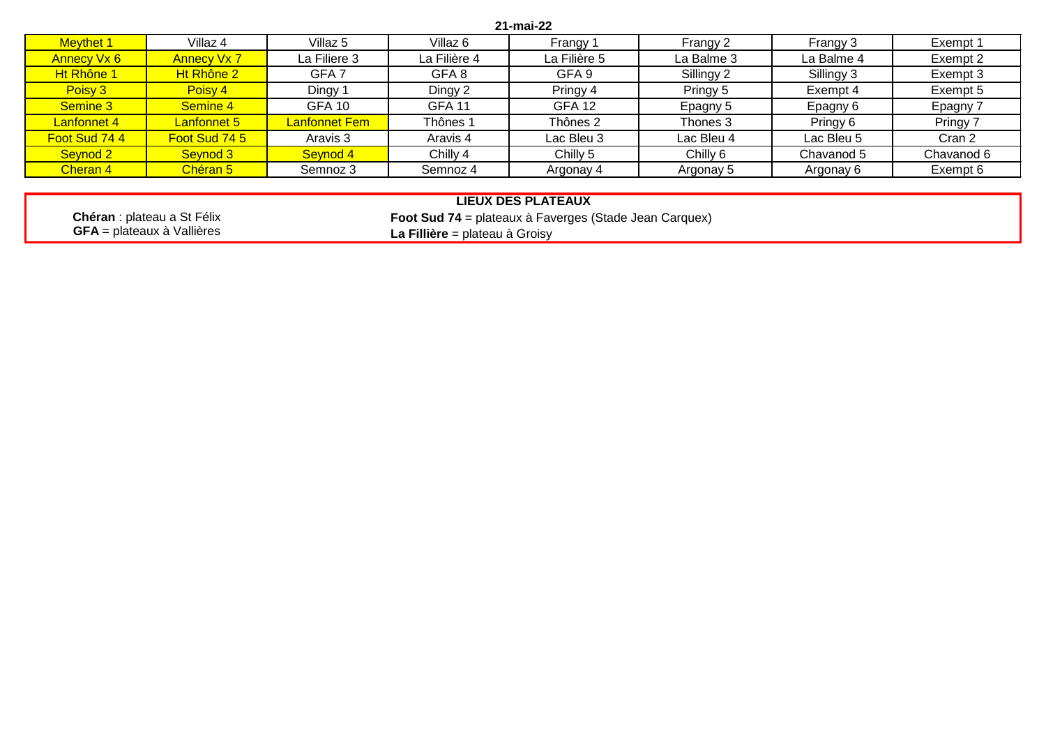**21-mai-22**

| | | | | | | | |
|---|---|---|---|---|---|---|---|
| Meythet 1 | Villaz 4 | Villaz 5 | Villaz 6 | Frangy 1 | Frangy 2 | Frangy 3 | Exempt 1 |
| Annecy Vx 6 | Annecy Vx 7 | La Filiere 3 | La Filière 4 | La Filière 5 | La Balme 3 | La Balme 4 | Exempt 2 |
| Ht Rhône 1 | Ht Rhône 2 | GFA 7 | GFA 8 | GFA 9 | Sillingy 2 | Sillingy 3 | Exempt 3 |
| Poisy 3 | Poisy 4 | Dingy 1 | Dingy 2 | Pringy 4 | Pringy 5 | Exempt 4 | Exempt 5 |
| Semine 3 | Semine 4 | GFA 10 | GFA 11 | GFA 12 | Epagny 5 | Epagny 6 | Epagny 7 |
| Lanfonnet 4 | Lanfonnet 5 | Lanfonnet Fem | Thônes 1 | Thônes 2 | Thones 3 | Pringy 6 | Pringy 7 |
| Foot Sud 74 4 | Foot Sud 74 5 | Aravis 3 | Aravis 4 | Lac Bleu 3 | Lac Bleu 4 | Lac Bleu 5 | Cran 2 |
| Seynod 2 | Seynod 3 | Seynod 4 | Chilly 4 | Chilly 5 | Chilly 6 | Chavanod 5 | Chavanod 6 |
| Cheran 4 | Chéran 5 | Semnoz 3 | Semnoz 4 | Argonay 4 | Argonay 5 | Argonay 6 | Exempt 6 |

**LIEUX DES PLATEAUX**

**Chéran** : plateau a St Félix
**GFA** = plateaux à Vallières
**Foot Sud 74** = plateaux à Faverges (Stade Jean Carquex)
**La Fillière** = plateau à Groisy